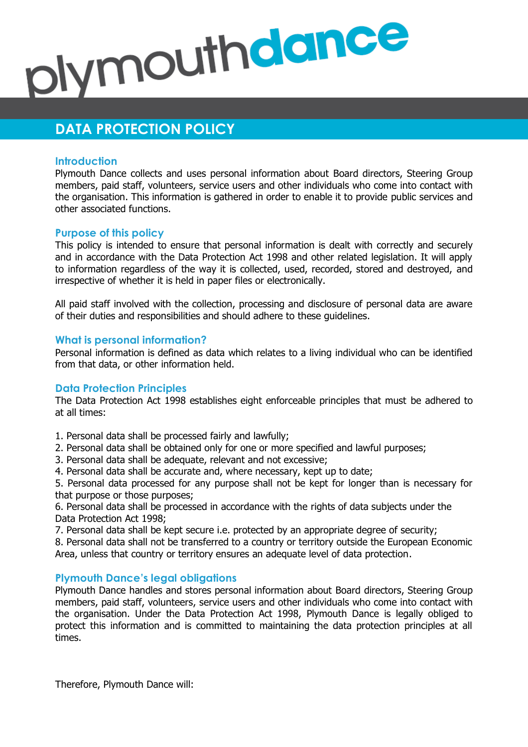plymouthdance

# DATA PROTECTION POLICY

## Introduction

Plymouth Dance collects and uses personal information about Board directors, Steering Group members, paid staff, volunteers, service users and other individuals who come into contact with the organisation. This information is gathered in order to enable it to provide public services and other associated functions.

## Purpose of this policy

This policy is intended to ensure that personal information is dealt with correctly and securely and in accordance with the Data Protection Act 1998 and other related legislation. It will apply to information regardless of the way it is collected, used, recorded, stored and destroyed, and irrespective of whether it is held in paper files or electronically.

All paid staff involved with the collection, processing and disclosure of personal data are aware of their duties and responsibilities and should adhere to these guidelines.

## What is personal information?

Personal information is defined as data which relates to a living individual who can be identified from that data, or other information held.

## Data Protection Principles

The Data Protection Act 1998 establishes eight enforceable principles that must be adhered to at all times:

1. Personal data shall be processed fairly and lawfully;
2. Personal data shall be obtained only for one or more specified and lawful purposes;
3. Personal data shall be adequate, relevant and not excessive;
4. Personal data shall be accurate and, where necessary, kept up to date;
5. Personal data processed for any purpose shall not be kept for longer than is necessary for that purpose or those purposes;
6. Personal data shall be processed in accordance with the rights of data subjects under the Data Protection Act 1998;
7. Personal data shall be kept secure i.e. protected by an appropriate degree of security;
8. Personal data shall not be transferred to a country or territory outside the European Economic Area, unless that country or territory ensures an adequate level of data protection.

## Plymouth Dance's legal obligations

Plymouth Dance handles and stores personal information about Board directors, Steering Group members, paid staff, volunteers, service users and other individuals who come into contact with the organisation. Under the Data Protection Act 1998, Plymouth Dance is legally obliged to protect this information and is committed to maintaining the data protection principles at all times.

Therefore, Plymouth Dance will: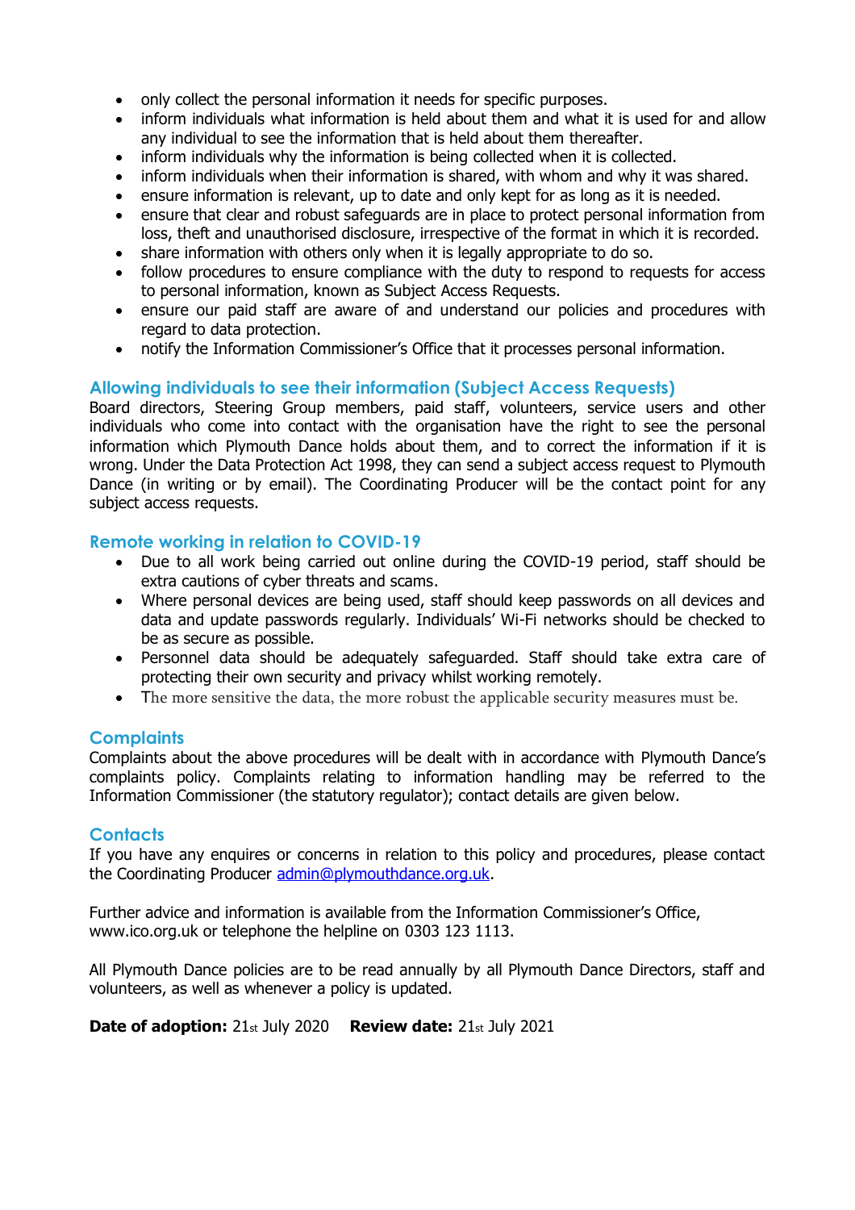- only collect the personal information it needs for specific purposes.
- inform individuals what information is held about them and what it is used for and allow any individual to see the information that is held about them thereafter.
- inform individuals why the information is being collected when it is collected.
- inform individuals when their information is shared, with whom and why it was shared.
- ensure information is relevant, up to date and only kept for as long as it is needed.
- ensure that clear and robust safeguards are in place to protect personal information from loss, theft and unauthorised disclosure, irrespective of the format in which it is recorded.
- share information with others only when it is legally appropriate to do so.
- follow procedures to ensure compliance with the duty to respond to requests for access to personal information, known as Subject Access Requests.
- ensure our paid staff are aware of and understand our policies and procedures with regard to data protection.
- notify the Information Commissioner's Office that it processes personal information.

## Allowing individuals to see their information (Subject Access Requests)

Board directors, Steering Group members, paid staff, volunteers, service users and other individuals who come into contact with the organisation have the right to see the personal information which Plymouth Dance holds about them, and to correct the information if it is wrong. Under the Data Protection Act 1998, they can send a subject access request to Plymouth Dance (in writing or by email). The Coordinating Producer will be the contact point for any subject access requests.

## Remote working in relation to COVID-19

- Due to all work being carried out online during the COVID-19 period, staff should be extra cautions of cyber threats and scams.
- Where personal devices are being used, staff should keep passwords on all devices and data and update passwords regularly. Individuals' Wi-Fi networks should be checked to be as secure as possible.
- Personnel data should be adequately safeguarded. Staff should take extra care of protecting their own security and privacy whilst working remotely.
- The more sensitive the data, the more robust the applicable security measures must be.

## Complaints

Complaints about the above procedures will be dealt with in accordance with Plymouth Dance's complaints policy. Complaints relating to information handling may be referred to the Information Commissioner (the statutory regulator); contact details are given below.

## Contacts

If you have any enquires or concerns in relation to this policy and procedures, please contact the Coordinating Producer admin@plymouthdance.org.uk.

Further advice and information is available from the Information Commissioner's Office, www.ico.org.uk or telephone the helpline on 0303 123 1113.

All Plymouth Dance policies are to be read annually by all Plymouth Dance Directors, staff and volunteers, as well as whenever a policy is updated.

**Date of adoption:** 21st July 2020 **Review date:** 21st July 2021